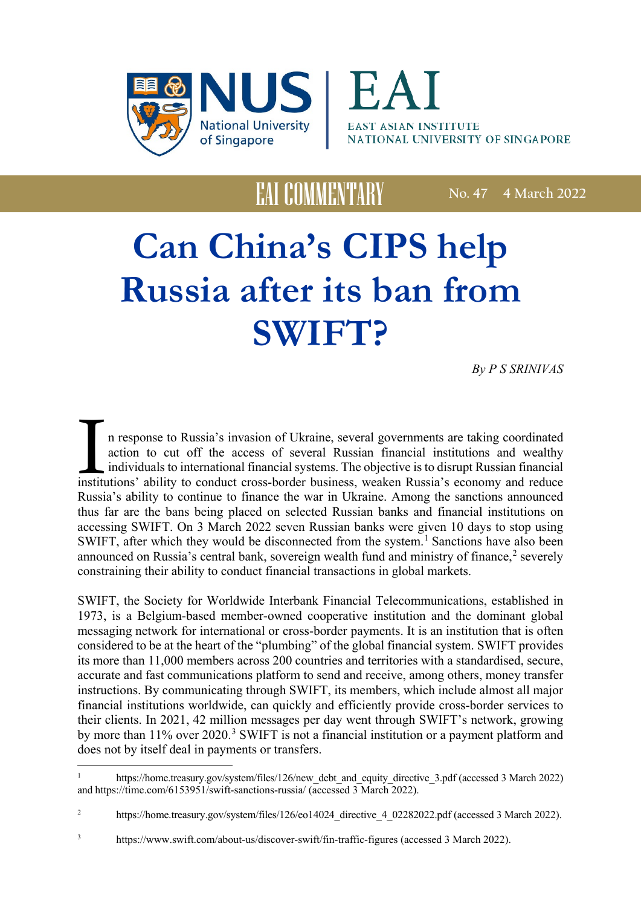EAST ASIAN INSTITUTE
NATIONAL UNIVERSITY OF SINGAPORE

EAI COMMENTARY No. 47 4 March 2022

# Can China's CIPS help Russia after its ban from SWIFT?

*By P S SRINIVAS*

In response to Russia's invasion of Ukraine, several governments are taking coordinated action to cut off the access of several Russian financial institutions and wealthy individuals to international financial systems. The objective is to disrupt Russian financial institutions' ability to conduct cross-border business, weaken Russia's economy and reduce Russia's ability to continue to finance the war in Ukraine. Among the sanctions announced thus far are the bans being placed on selected Russian banks and financial institutions on accessing SWIFT. On 3 March 2022 seven Russian banks were given 10 days to stop using SWIFT, after which they would be disconnected from the system.[1] Sanctions have also been announced on Russia's central bank, sovereign wealth fund and ministry of finance,[2] severely constraining their ability to conduct financial transactions in global markets.

SWIFT, the Society for Worldwide Interbank Financial Telecommunications, established in 1973, is a Belgium-based member-owned cooperative institution and the dominant global messaging network for international or cross-border payments. It is an institution that is often considered to be at the heart of the "plumbing" of the global financial system. SWIFT provides its more than 11,000 members across 200 countries and territories with a standardised, secure, accurate and fast communications platform to send and receive, among others, money transfer instructions. By communicating through SWIFT, its members, which include almost all major financial institutions worldwide, can quickly and efficiently provide cross-border services to their clients. In 2021, 42 million messages per day went through SWIFT's network, growing by more than 11% over 2020.[3] SWIFT is not a financial institution or a payment platform and does not by itself deal in payments or transfers.

---

[1] https://home.treasury.gov/system/files/126/new_debt_and_equity_directive_3.pdf (accessed 3 March 2022) and https://time.com/6153951/swift-sanctions-russia/ (accessed 3 March 2022).

[2] https://home.treasury.gov/system/files/126/eo14024_directive_4_02282022.pdf (accessed 3 March 2022).

[3] https://www.swift.com/about-us/discover-swift/fin-traffic-figures (accessed 3 March 2022).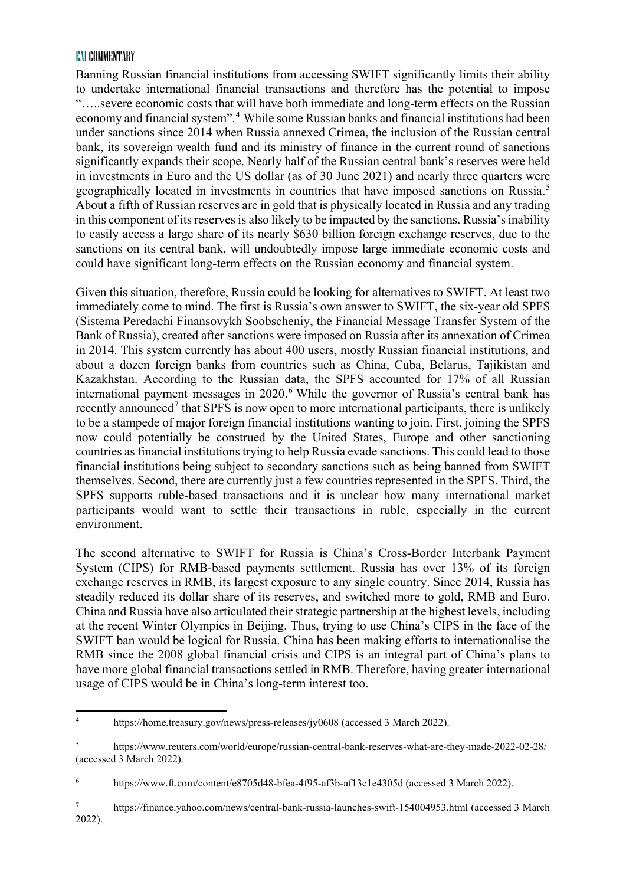Banning Russian financial institutions from accessing SWIFT significantly limits their ability to undertake international financial transactions and therefore has the potential to impose "…..severe economic costs that will have both immediate and long-term effects on the Russian economy and financial system".[4] While some Russian banks and financial institutions had been under sanctions since 2014 when Russia annexed Crimea, the inclusion of the Russian central bank, its sovereign wealth fund and its ministry of finance in the current round of sanctions significantly expands their scope. Nearly half of the Russian central bank's reserves were held in investments in Euro and the US dollar (as of 30 June 2021) and nearly three quarters were geographically located in investments in countries that have imposed sanctions on Russia.[5] About a fifth of Russian reserves are in gold that is physically located in Russia and any trading in this component of its reserves is also likely to be impacted by the sanctions. Russia's inability to easily access a large share of its nearly $630 billion foreign exchange reserves, due to the sanctions on its central bank, will undoubtedly impose large immediate economic costs and could have significant long-term effects on the Russian economy and financial system.

Given this situation, therefore, Russia could be looking for alternatives to SWIFT. At least two immediately come to mind. The first is Russia's own answer to SWIFT, the six-year old SPFS (Sistema Peredachi Finansovykh Soobscheniy, the Financial Message Transfer System of the Bank of Russia), created after sanctions were imposed on Russia after its annexation of Crimea in 2014. This system currently has about 400 users, mostly Russian financial institutions, and about a dozen foreign banks from countries such as China, Cuba, Belarus, Tajikistan and Kazakhstan. According to the Russian data, the SPFS accounted for 17% of all Russian international payment messages in 2020.[6] While the governor of Russia's central bank has recently announced[7] that SPFS is now open to more international participants, there is unlikely to be a stampede of major foreign financial institutions wanting to join. First, joining the SPFS now could potentially be construed by the United States, Europe and other sanctioning countries as financial institutions trying to help Russia evade sanctions. This could lead to those financial institutions being subject to secondary sanctions such as being banned from SWIFT themselves. Second, there are currently just a few countries represented in the SPFS. Third, the SPFS supports ruble-based transactions and it is unclear how many international market participants would want to settle their transactions in ruble, especially in the current environment.

The second alternative to SWIFT for Russia is China's Cross-Border Interbank Payment System (CIPS) for RMB-based payments settlement. Russia has over 13% of its foreign exchange reserves in RMB, its largest exposure to any single country. Since 2014, Russia has steadily reduced its dollar share of its reserves, and switched more to gold, RMB and Euro. China and Russia have also articulated their strategic partnership at the highest levels, including at the recent Winter Olympics in Beijing. Thus, trying to use China's CIPS in the face of the SWIFT ban would be logical for Russia. China has been making efforts to internationalise the RMB since the 2008 global financial crisis and CIPS is an integral part of China's plans to have more global financial transactions settled in RMB. Therefore, having greater international usage of CIPS would be in China's long-term interest too.

---

[4] https://home.treasury.gov/news/press-releases/jy0608 (accessed 3 March 2022).

[5] https://www.reuters.com/world/europe/russian-central-bank-reserves-what-are-they-made-2022-02-28/ (accessed 3 March 2022).

[6] https://www.ft.com/content/e8705d48-bfea-4f95-af3b-af13c1e4305d (accessed 3 March 2022).

[7] https://finance.yahoo.com/news/central-bank-russia-launches-swift-154004953.html (accessed 3 March 2022).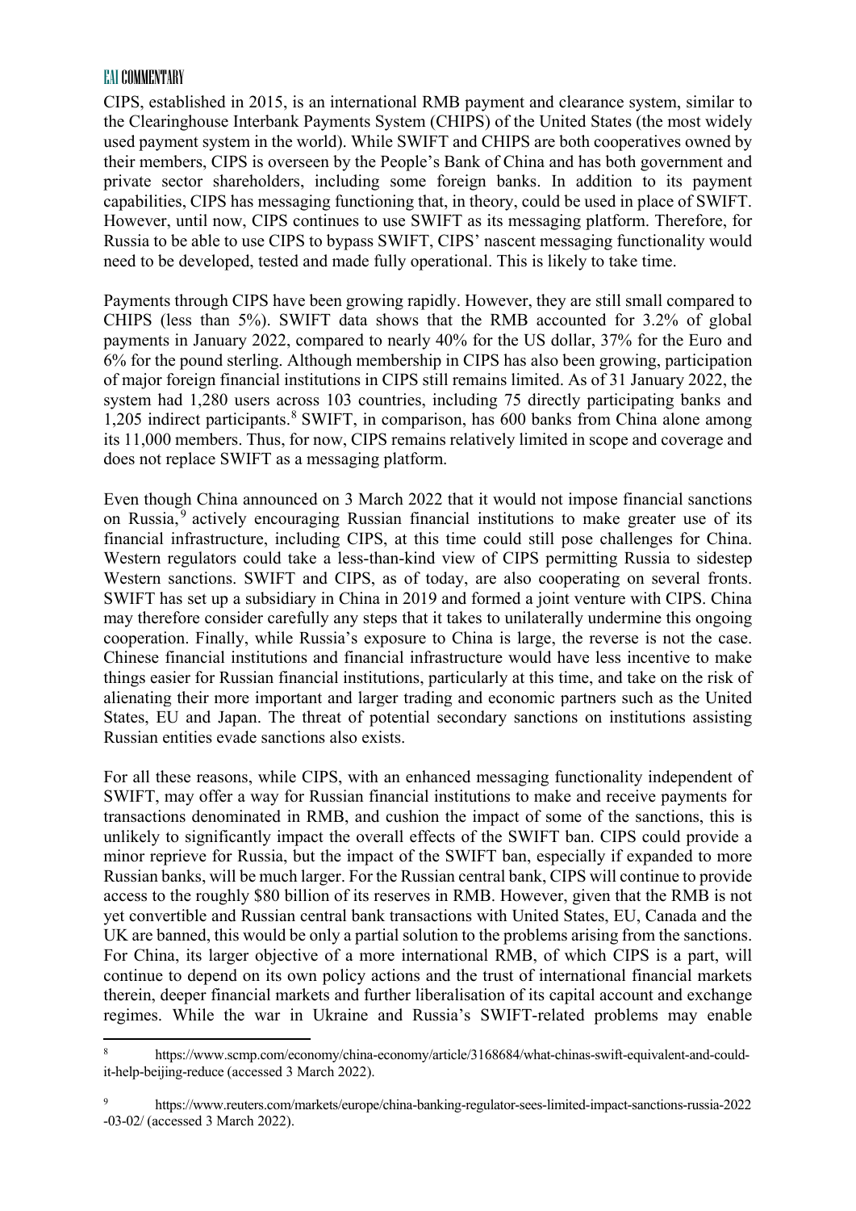CIPS, established in 2015, is an international RMB payment and clearance system, similar to the Clearinghouse Interbank Payments System (CHIPS) of the United States (the most widely used payment system in the world). While SWIFT and CHIPS are both cooperatives owned by their members, CIPS is overseen by the People's Bank of China and has both government and private sector shareholders, including some foreign banks. In addition to its payment capabilities, CIPS has messaging functioning that, in theory, could be used in place of SWIFT. However, until now, CIPS continues to use SWIFT as its messaging platform. Therefore, for Russia to be able to use CIPS to bypass SWIFT, CIPS' nascent messaging functionality would need to be developed, tested and made fully operational. This is likely to take time.

Payments through CIPS have been growing rapidly. However, they are still small compared to CHIPS (less than 5%). SWIFT data shows that the RMB accounted for 3.2% of global payments in January 2022, compared to nearly 40% for the US dollar, 37% for the Euro and 6% for the pound sterling. Although membership in CIPS has also been growing, participation of major foreign financial institutions in CIPS still remains limited. As of 31 January 2022, the system had 1,280 users across 103 countries, including 75 directly participating banks and 1,205 indirect participants.[8] SWIFT, in comparison, has 600 banks from China alone among its 11,000 members. Thus, for now, CIPS remains relatively limited in scope and coverage and does not replace SWIFT as a messaging platform.

Even though China announced on 3 March 2022 that it would not impose financial sanctions on Russia,[9] actively encouraging Russian financial institutions to make greater use of its financial infrastructure, including CIPS, at this time could still pose challenges for China. Western regulators could take a less-than-kind view of CIPS permitting Russia to sidestep Western sanctions. SWIFT and CIPS, as of today, are also cooperating on several fronts. SWIFT has set up a subsidiary in China in 2019 and formed a joint venture with CIPS. China may therefore consider carefully any steps that it takes to unilaterally undermine this ongoing cooperation. Finally, while Russia's exposure to China is large, the reverse is not the case. Chinese financial institutions and financial infrastructure would have less incentive to make things easier for Russian financial institutions, particularly at this time, and take on the risk of alienating their more important and larger trading and economic partners such as the United States, EU and Japan. The threat of potential secondary sanctions on institutions assisting Russian entities evade sanctions also exists.

For all these reasons, while CIPS, with an enhanced messaging functionality independent of SWIFT, may offer a way for Russian financial institutions to make and receive payments for transactions denominated in RMB, and cushion the impact of some of the sanctions, this is unlikely to significantly impact the overall effects of the SWIFT ban. CIPS could provide a minor reprieve for Russia, but the impact of the SWIFT ban, especially if expanded to more Russian banks, will be much larger. For the Russian central bank, CIPS will continue to provide access to the roughly $80 billion of its reserves in RMB. However, given that the RMB is not yet convertible and Russian central bank transactions with United States, EU, Canada and the UK are banned, this would be only a partial solution to the problems arising from the sanctions. For China, its larger objective of a more international RMB, of which CIPS is a part, will continue to depend on its own policy actions and the trust of international financial markets therein, deeper financial markets and further liberalisation of its capital account and exchange regimes. While the war in Ukraine and Russia's SWIFT-related problems may enable

[8] https://www.scmp.com/economy/china-economy/article/3168684/what-chinas-swift-equivalent-and-could-it-help-beijing-reduce (accessed 3 March 2022).

[9] https://www.reuters.com/markets/europe/china-banking-regulator-sees-limited-impact-sanctions-russia-2022-03-02/ (accessed 3 March 2022).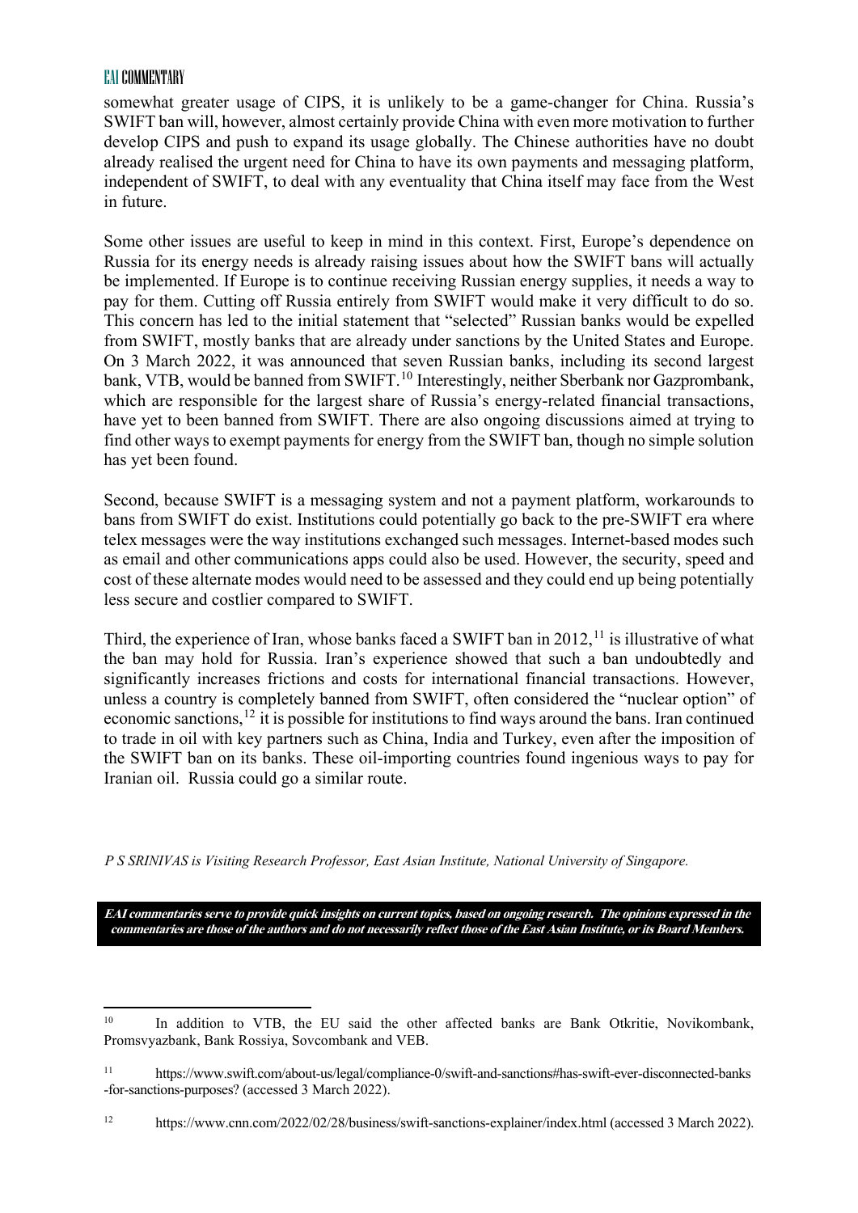somewhat greater usage of CIPS, it is unlikely to be a game-changer for China. Russia's SWIFT ban will, however, almost certainly provide China with even more motivation to further develop CIPS and push to expand its usage globally. The Chinese authorities have no doubt already realised the urgent need for China to have its own payments and messaging platform, independent of SWIFT, to deal with any eventuality that China itself may face from the West in future.

Some other issues are useful to keep in mind in this context. First, Europe's dependence on Russia for its energy needs is already raising issues about how the SWIFT bans will actually be implemented. If Europe is to continue receiving Russian energy supplies, it needs a way to pay for them. Cutting off Russia entirely from SWIFT would make it very difficult to do so. This concern has led to the initial statement that "selected" Russian banks would be expelled from SWIFT, mostly banks that are already under sanctions by the United States and Europe. On 3 March 2022, it was announced that seven Russian banks, including its second largest bank, VTB, would be banned from SWIFT.[10] Interestingly, neither Sberbank nor Gazprombank, which are responsible for the largest share of Russia's energy-related financial transactions, have yet to been banned from SWIFT. There are also ongoing discussions aimed at trying to find other ways to exempt payments for energy from the SWIFT ban, though no simple solution has yet been found.

Second, because SWIFT is a messaging system and not a payment platform, workarounds to bans from SWIFT do exist. Institutions could potentially go back to the pre-SWIFT era where telex messages were the way institutions exchanged such messages. Internet-based modes such as email and other communications apps could also be used. However, the security, speed and cost of these alternate modes would need to be assessed and they could end up being potentially less secure and costlier compared to SWIFT.

Third, the experience of Iran, whose banks faced a SWIFT ban in 2012,[11] is illustrative of what the ban may hold for Russia. Iran's experience showed that such a ban undoubtedly and significantly increases frictions and costs for international financial transactions. However, unless a country is completely banned from SWIFT, often considered the "nuclear option" of economic sanctions,[12] it is possible for institutions to find ways around the bans. Iran continued to trade in oil with key partners such as China, India and Turkey, even after the imposition of the SWIFT ban on its banks. These oil-importing countries found ingenious ways to pay for Iranian oil. Russia could go a similar route.

*P S SRINIVAS is Visiting Research Professor, East Asian Institute, National University of Singapore.*

***EAI commentaries serve to provide quick insights on current topics, based on ongoing research. The opinions expressed in the commentaries are those of the authors and do not necessarily reflect those of the East Asian Institute, or its Board Members.***

---

[10] In addition to VTB, the EU said the other affected banks are Bank Otkritie, Novikombank, Promsvyazbank, Bank Rossiya, Sovcombank and VEB.

[11] https://www.swift.com/about-us/legal/compliance-0/swift-and-sanctions#has-swift-ever-disconnected-banks-for-sanctions-purposes? (accessed 3 March 2022).

[12] https://www.cnn.com/2022/02/28/business/swift-sanctions-explainer/index.html (accessed 3 March 2022).